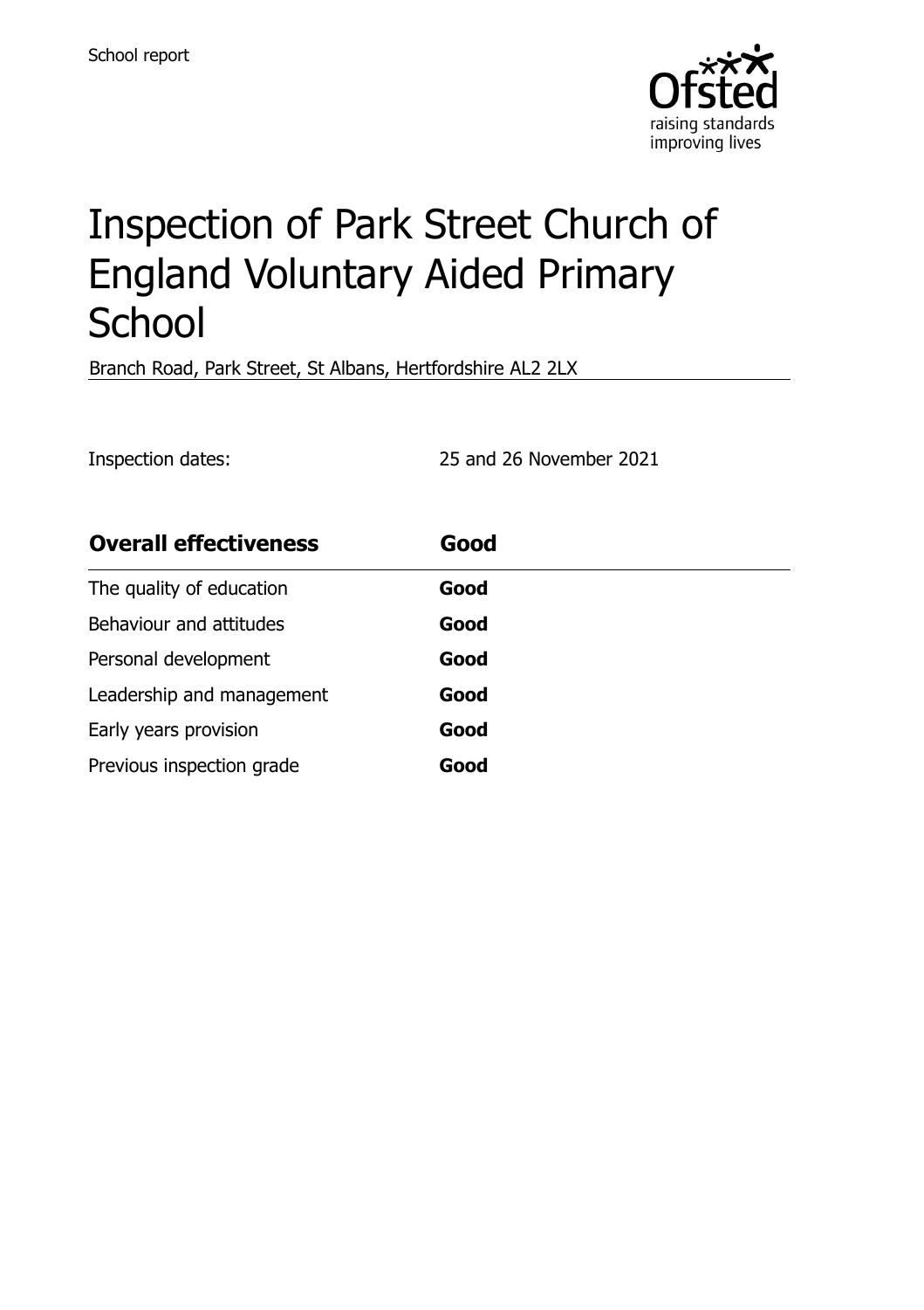School report

# Inspection of Park Street Church of England Voluntary Aided Primary School

Branch Road, Park Street, St Albans, Hertfordshire AL2 2LX

Inspection dates: 25 and 26 November 2021

| **Overall effectiveness** | **Good** |
| --- | --- |
| The quality of education | **Good** |
| Behaviour and attitudes | **Good** |
| Personal development | **Good** |
| Leadership and management | **Good** |
| Early years provision | **Good** |
| Previous inspection grade | **Good** |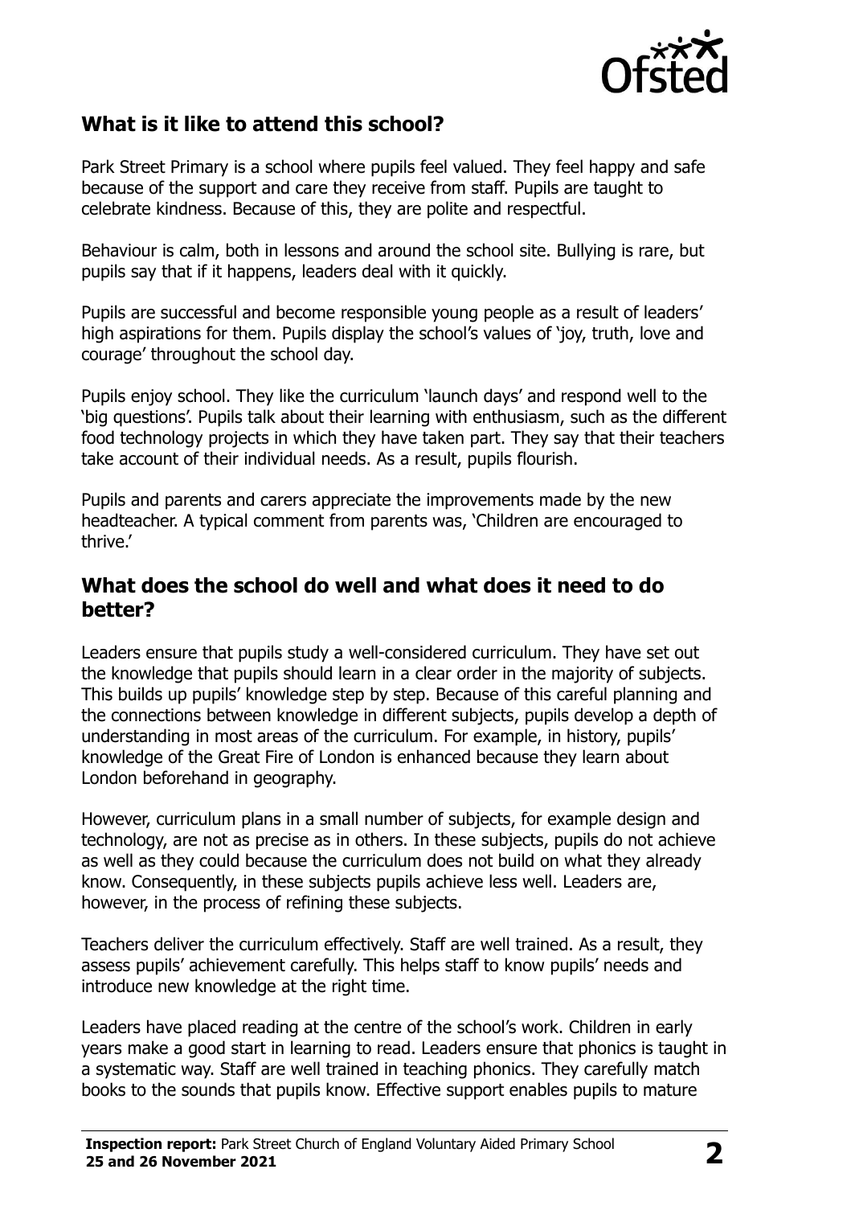## What is it like to attend this school?

Park Street Primary is a school where pupils feel valued. They feel happy and safe because of the support and care they receive from staff. Pupils are taught to celebrate kindness. Because of this, they are polite and respectful.

Behaviour is calm, both in lessons and around the school site. Bullying is rare, but pupils say that if it happens, leaders deal with it quickly.

Pupils are successful and become responsible young people as a result of leaders' high aspirations for them. Pupils display the school's values of 'joy, truth, love and courage' throughout the school day.

Pupils enjoy school. They like the curriculum 'launch days' and respond well to the 'big questions'. Pupils talk about their learning with enthusiasm, such as the different food technology projects in which they have taken part. They say that their teachers take account of their individual needs. As a result, pupils flourish.

Pupils and parents and carers appreciate the improvements made by the new headteacher. A typical comment from parents was, 'Children are encouraged to thrive.'

## What does the school do well and what does it need to do better?

Leaders ensure that pupils study a well-considered curriculum. They have set out the knowledge that pupils should learn in a clear order in the majority of subjects. This builds up pupils' knowledge step by step. Because of this careful planning and the connections between knowledge in different subjects, pupils develop a depth of understanding in most areas of the curriculum. For example, in history, pupils' knowledge of the Great Fire of London is enhanced because they learn about London beforehand in geography.

However, curriculum plans in a small number of subjects, for example design and technology, are not as precise as in others. In these subjects, pupils do not achieve as well as they could because the curriculum does not build on what they already know. Consequently, in these subjects pupils achieve less well. Leaders are, however, in the process of refining these subjects.

Teachers deliver the curriculum effectively. Staff are well trained. As a result, they assess pupils' achievement carefully. This helps staff to know pupils' needs and introduce new knowledge at the right time.

Leaders have placed reading at the centre of the school's work. Children in early years make a good start in learning to read. Leaders ensure that phonics is taught in a systematic way. Staff are well trained in teaching phonics. They carefully match books to the sounds that pupils know. Effective support enables pupils to mature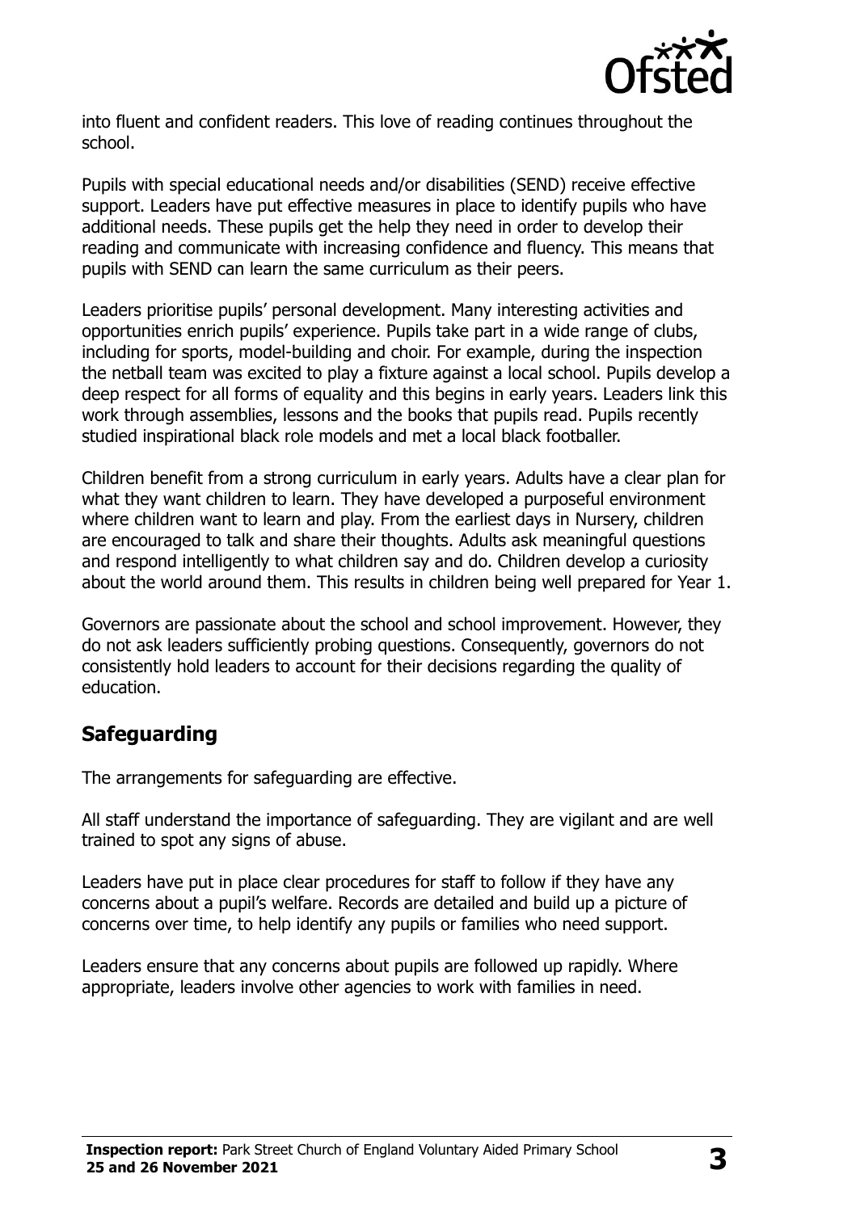into fluent and confident readers. This love of reading continues throughout the school.

Pupils with special educational needs and/or disabilities (SEND) receive effective support. Leaders have put effective measures in place to identify pupils who have additional needs. These pupils get the help they need in order to develop their reading and communicate with increasing confidence and fluency. This means that pupils with SEND can learn the same curriculum as their peers.

Leaders prioritise pupils' personal development. Many interesting activities and opportunities enrich pupils' experience. Pupils take part in a wide range of clubs, including for sports, model-building and choir. For example, during the inspection the netball team was excited to play a fixture against a local school. Pupils develop a deep respect for all forms of equality and this begins in early years. Leaders link this work through assemblies, lessons and the books that pupils read. Pupils recently studied inspirational black role models and met a local black footballer.

Children benefit from a strong curriculum in early years. Adults have a clear plan for what they want children to learn. They have developed a purposeful environment where children want to learn and play. From the earliest days in Nursery, children are encouraged to talk and share their thoughts. Adults ask meaningful questions and respond intelligently to what children say and do. Children develop a curiosity about the world around them. This results in children being well prepared for Year 1.

Governors are passionate about the school and school improvement. However, they do not ask leaders sufficiently probing questions. Consequently, governors do not consistently hold leaders to account for their decisions regarding the quality of education.

## Safeguarding

The arrangements for safeguarding are effective.

All staff understand the importance of safeguarding. They are vigilant and are well trained to spot any signs of abuse.

Leaders have put in place clear procedures for staff to follow if they have any concerns about a pupil's welfare. Records are detailed and build up a picture of concerns over time, to help identify any pupils or families who need support.

Leaders ensure that any concerns about pupils are followed up rapidly. Where appropriate, leaders involve other agencies to work with families in need.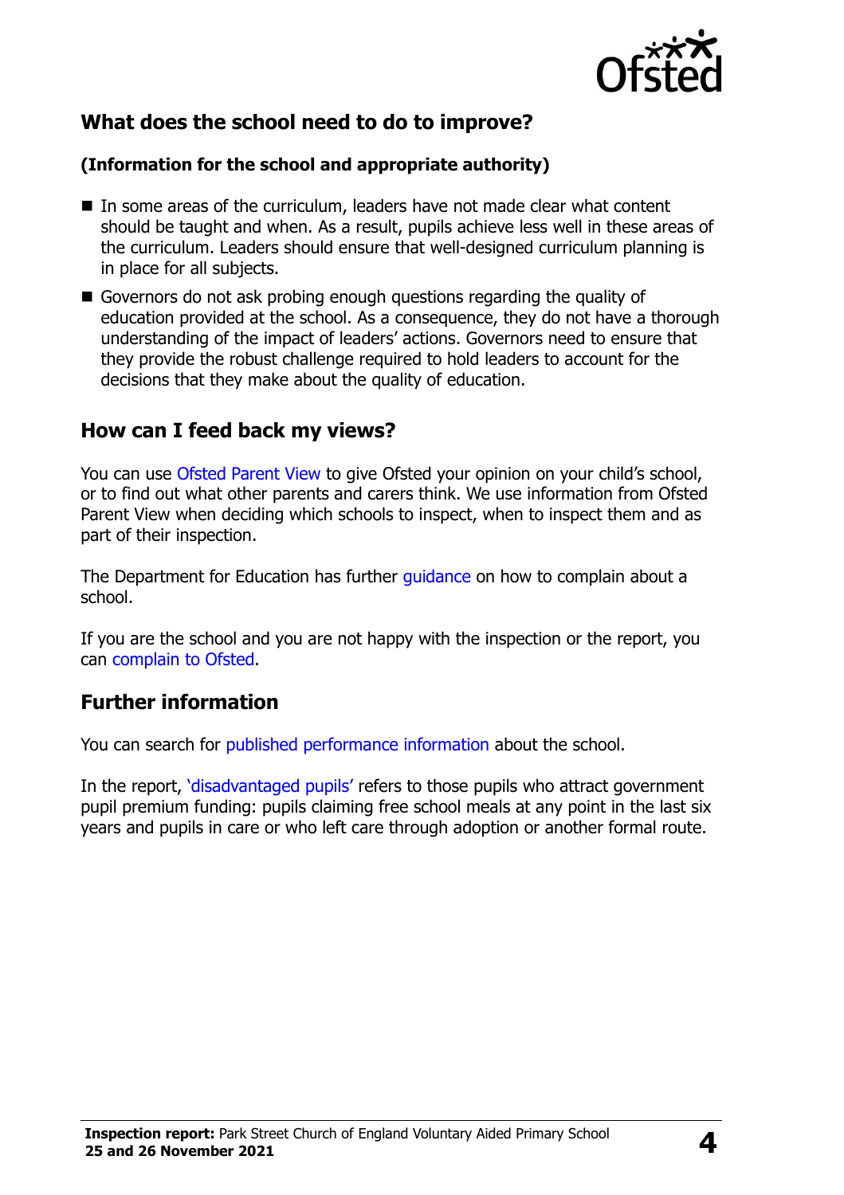## What does the school need to do to improve?

**(Information for the school and appropriate authority)**

- In some areas of the curriculum, leaders have not made clear what content should be taught and when. As a result, pupils achieve less well in these areas of the curriculum. Leaders should ensure that well-designed curriculum planning is in place for all subjects.
- Governors do not ask probing enough questions regarding the quality of education provided at the school. As a consequence, they do not have a thorough understanding of the impact of leaders' actions. Governors need to ensure that they provide the robust challenge required to hold leaders to account for the decisions that they make about the quality of education.

## How can I feed back my views?

You can use Ofsted Parent View to give Ofsted your opinion on your child's school, or to find out what other parents and carers think. We use information from Ofsted Parent View when deciding which schools to inspect, when to inspect them and as part of their inspection.

The Department for Education has further guidance on how to complain about a school.

If you are the school and you are not happy with the inspection or the report, you can complain to Ofsted.

## Further information

You can search for published performance information about the school.

In the report, 'disadvantaged pupils' refers to those pupils who attract government pupil premium funding: pupils claiming free school meals at any point in the last six years and pupils in care or who left care through adoption or another formal route.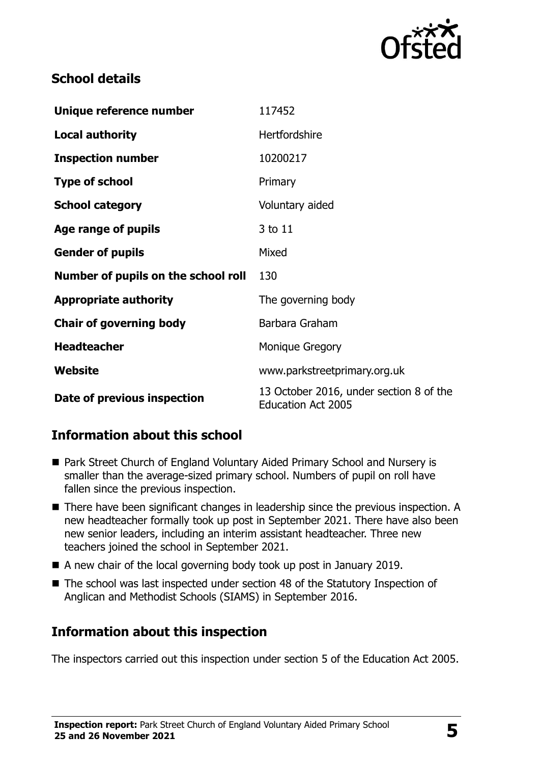## School details

| | |
|---|---|
| **Unique reference number** | 117452 |
| **Local authority** | Hertfordshire |
| **Inspection number** | 10200217 |
| **Type of school** | Primary |
| **School category** | Voluntary aided |
| **Age range of pupils** | 3 to 11 |
| **Gender of pupils** | Mixed |
| **Number of pupils on the school roll** | 130 |
| **Appropriate authority** | The governing body |
| **Chair of governing body** | Barbara Graham |
| **Headteacher** | Monique Gregory |
| **Website** | www.parkstreetprimary.org.uk |
| **Date of previous inspection** | 13 October 2016, under section 8 of the Education Act 2005 |

## Information about this school

- Park Street Church of England Voluntary Aided Primary School and Nursery is smaller than the average-sized primary school. Numbers of pupil on roll have fallen since the previous inspection.
- There have been significant changes in leadership since the previous inspection. A new headteacher formally took up post in September 2021. There have also been new senior leaders, including an interim assistant headteacher. Three new teachers joined the school in September 2021.
- A new chair of the local governing body took up post in January 2019.
- The school was last inspected under section 48 of the Statutory Inspection of Anglican and Methodist Schools (SIAMS) in September 2016.

## Information about this inspection

The inspectors carried out this inspection under section 5 of the Education Act 2005.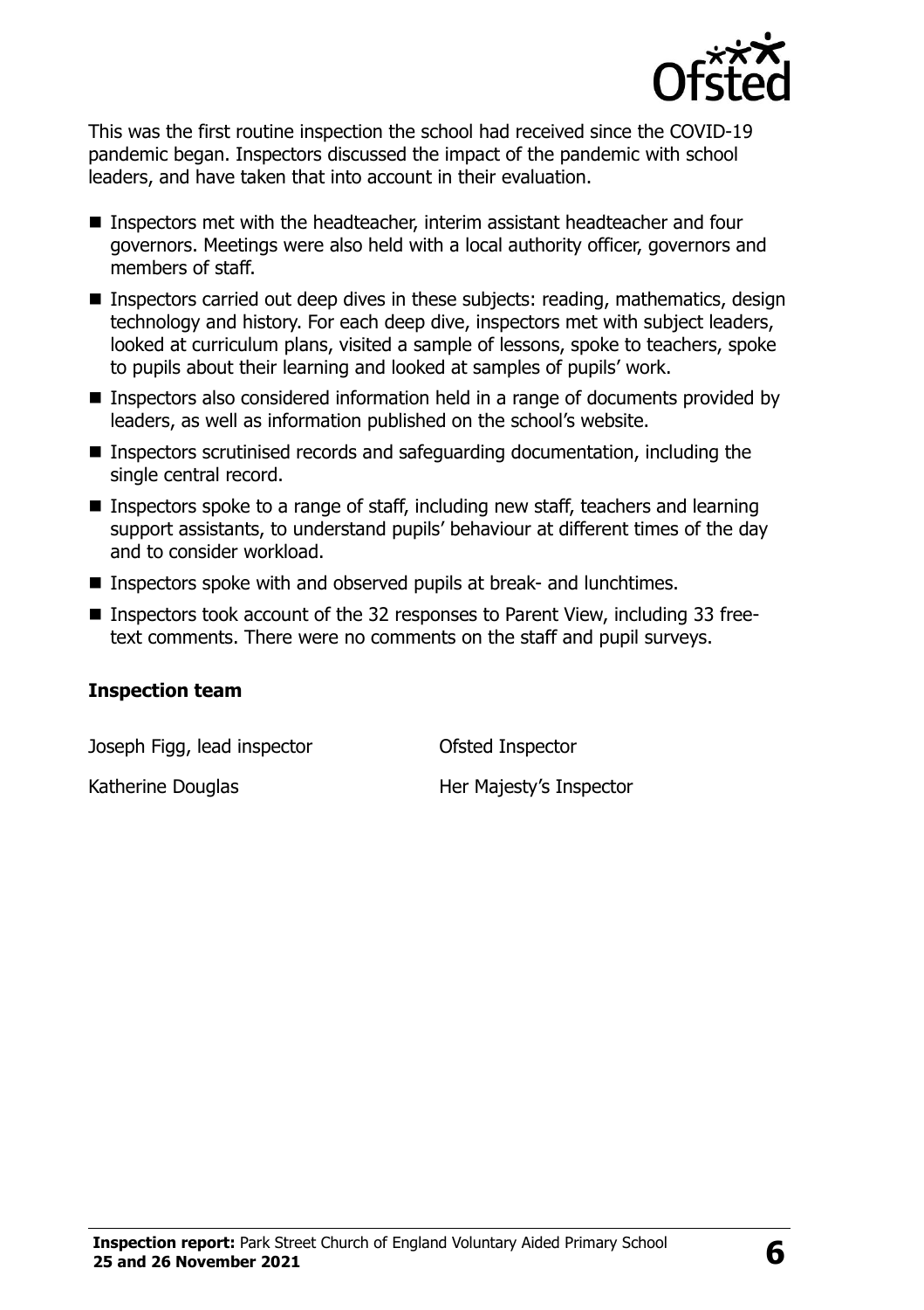This was the first routine inspection the school had received since the COVID-19 pandemic began. Inspectors discussed the impact of the pandemic with school leaders, and have taken that into account in their evaluation.

- Inspectors met with the headteacher, interim assistant headteacher and four governors. Meetings were also held with a local authority officer, governors and members of staff.
- Inspectors carried out deep dives in these subjects: reading, mathematics, design technology and history. For each deep dive, inspectors met with subject leaders, looked at curriculum plans, visited a sample of lessons, spoke to teachers, spoke to pupils about their learning and looked at samples of pupils' work.
- Inspectors also considered information held in a range of documents provided by leaders, as well as information published on the school's website.
- Inspectors scrutinised records and safeguarding documentation, including the single central record.
- Inspectors spoke to a range of staff, including new staff, teachers and learning support assistants, to understand pupils' behaviour at different times of the day and to consider workload.
- Inspectors spoke with and observed pupils at break- and lunchtimes.
- Inspectors took account of the 32 responses to Parent View, including 33 free-text comments. There were no comments on the staff and pupil surveys.

### Inspection team

| | |
|---|---|
| Joseph Figg, lead inspector | Ofsted Inspector |
| Katherine Douglas | Her Majesty's Inspector |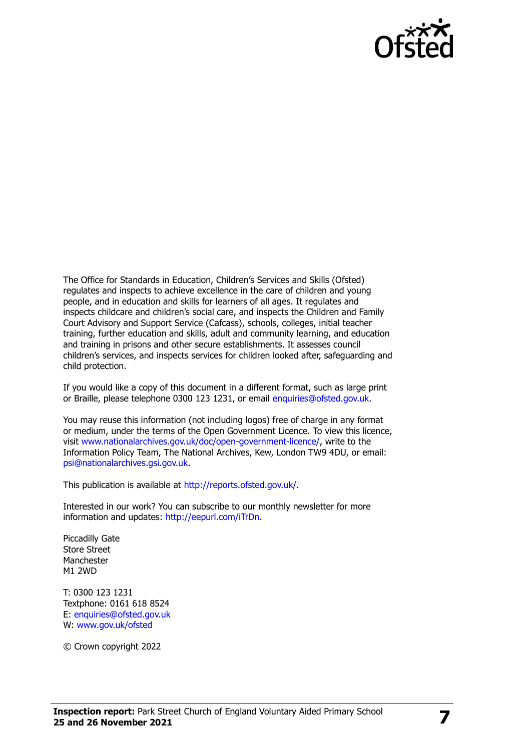The Office for Standards in Education, Children's Services and Skills (Ofsted) regulates and inspects to achieve excellence in the care of children and young people, and in education and skills for learners of all ages. It regulates and inspects childcare and children's social care, and inspects the Children and Family Court Advisory and Support Service (Cafcass), schools, colleges, initial teacher training, further education and skills, adult and community learning, and education and training in prisons and other secure establishments. It assesses council children's services, and inspects services for children looked after, safeguarding and child protection.

If you would like a copy of this document in a different format, such as large print or Braille, please telephone 0300 123 1231, or email enquiries@ofsted.gov.uk.

You may reuse this information (not including logos) free of charge in any format or medium, under the terms of the Open Government Licence. To view this licence, visit www.nationalarchives.gov.uk/doc/open-government-licence/, write to the Information Policy Team, The National Archives, Kew, London TW9 4DU, or email: psi@nationalarchives.gsi.gov.uk.

This publication is available at http://reports.ofsted.gov.uk/.

Interested in our work? You can subscribe to our monthly newsletter for more information and updates: http://eepurl.com/iTrDn.

Piccadilly Gate
Store Street
Manchester
M1 2WD

T: 0300 123 1231
Textphone: 0161 618 8524
E: enquiries@ofsted.gov.uk
W: www.gov.uk/ofsted

© Crown copyright 2022